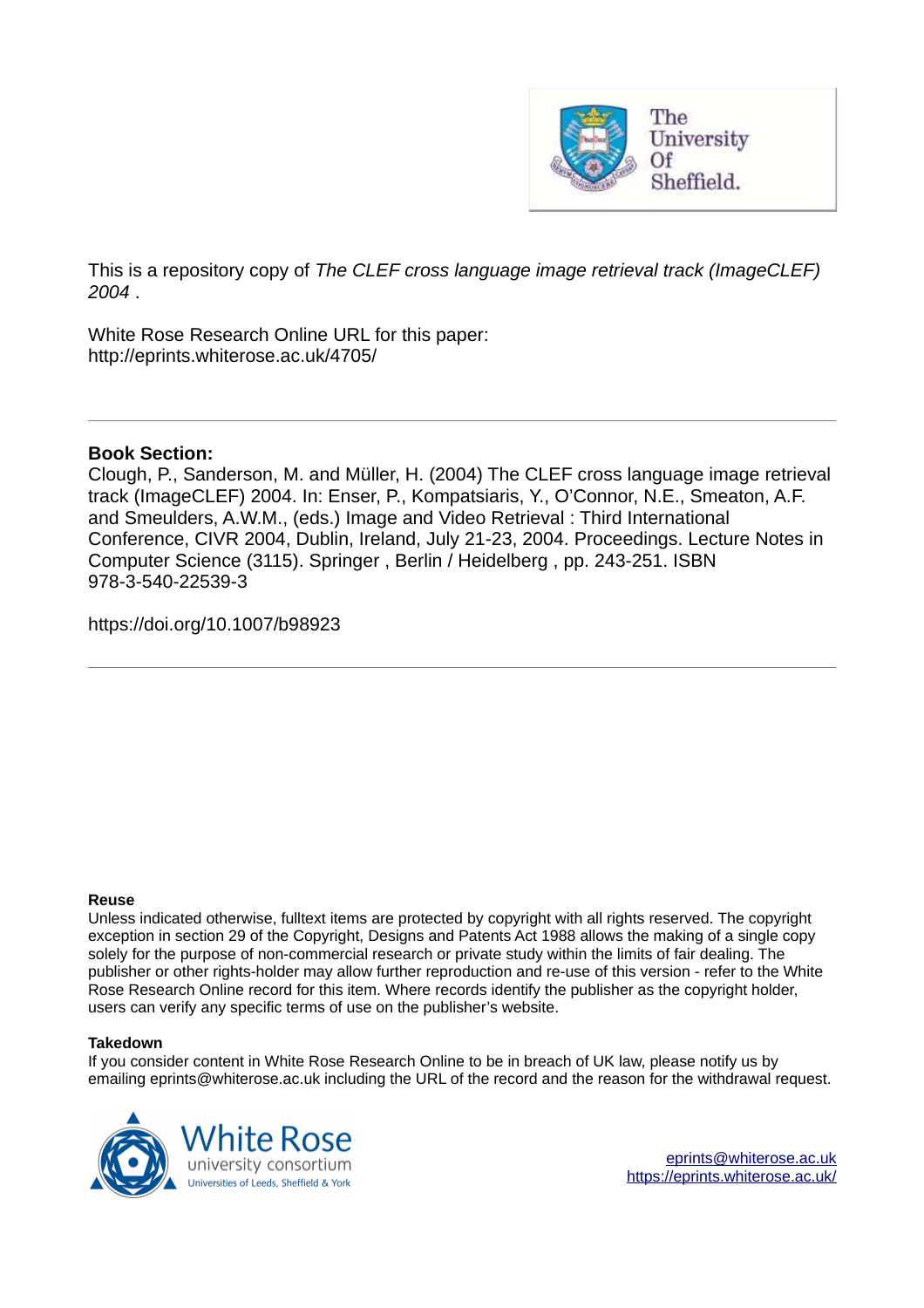This is a repository copy of *The CLEF cross language image retrieval track (ImageCLEF) 2004* .

White Rose Research Online URL for this paper:
http://eprints.whiterose.ac.uk/4705/

---

**Book Section:**

Clough, P., Sanderson, M. and Müller, H. (2004) The CLEF cross language image retrieval track (ImageCLEF) 2004. In: Enser, P., Kompatsiaris, Y., O'Connor, N.E., Smeaton, A.F. and Smeulders, A.W.M., (eds.) Image and Video Retrieval : Third International Conference, CIVR 2004, Dublin, Ireland, July 21-23, 2004. Proceedings. Lecture Notes in Computer Science (3115). Springer , Berlin / Heidelberg , pp. 243-251. ISBN 978-3-540-22539-3

https://doi.org/10.1007/b98923

---

**Reuse**

Unless indicated otherwise, fulltext items are protected by copyright with all rights reserved. The copyright exception in section 29 of the Copyright, Designs and Patents Act 1988 allows the making of a single copy solely for the purpose of non-commercial research or private study within the limits of fair dealing. The publisher or other rights-holder may allow further reproduction and re-use of this version - refer to the White Rose Research Online record for this item. Where records identify the publisher as the copyright holder, users can verify any specific terms of use on the publisher's website.

**Takedown**

If you consider content in White Rose Research Online to be in breach of UK law, please notify us by emailing eprints@whiterose.ac.uk including the URL of the record and the reason for the withdrawal request.

White Rose university consortium
Universities of Leeds, Sheffield & York

eprints@whiterose.ac.uk
https://eprints.whiterose.ac.uk/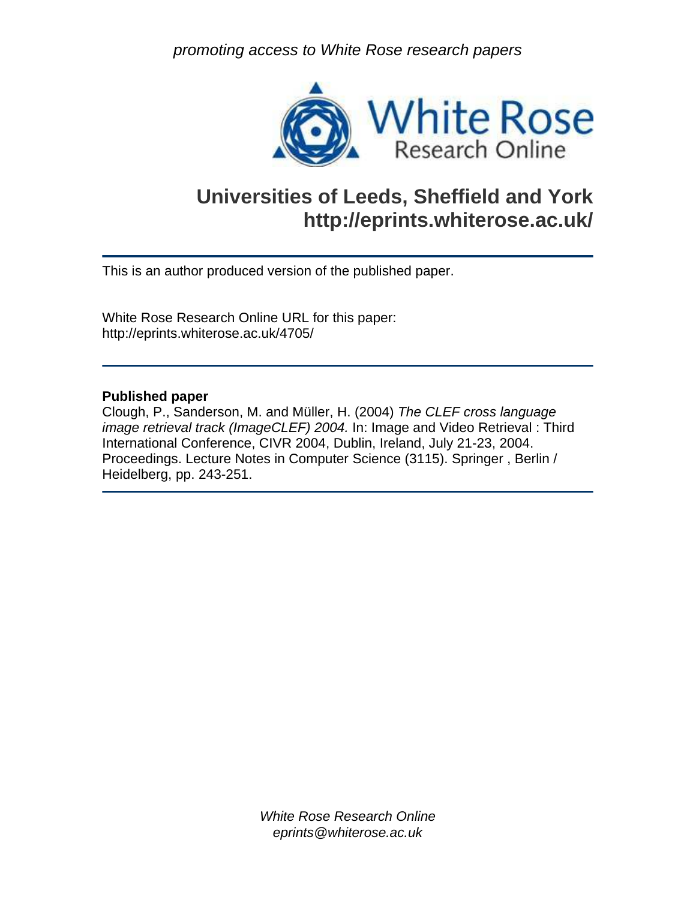promoting access to White Rose research papers

White Rose Research Online

# Universities of Leeds, Sheffield and York
# http://eprints.whiterose.ac.uk/

This is an author produced version of the published paper.

White Rose Research Online URL for this paper:
http://eprints.whiterose.ac.uk/4705/

**Published paper**

Clough, P., Sanderson, M. and Müller, H. (2004) *The CLEF cross language image retrieval track (ImageCLEF) 2004.* In: Image and Video Retrieval : Third International Conference, CIVR 2004, Dublin, Ireland, July 21-23, 2004. Proceedings. Lecture Notes in Computer Science (3115). Springer , Berlin / Heidelberg, pp. 243-251.

*White Rose Research Online*
*eprints@whiterose.ac.uk*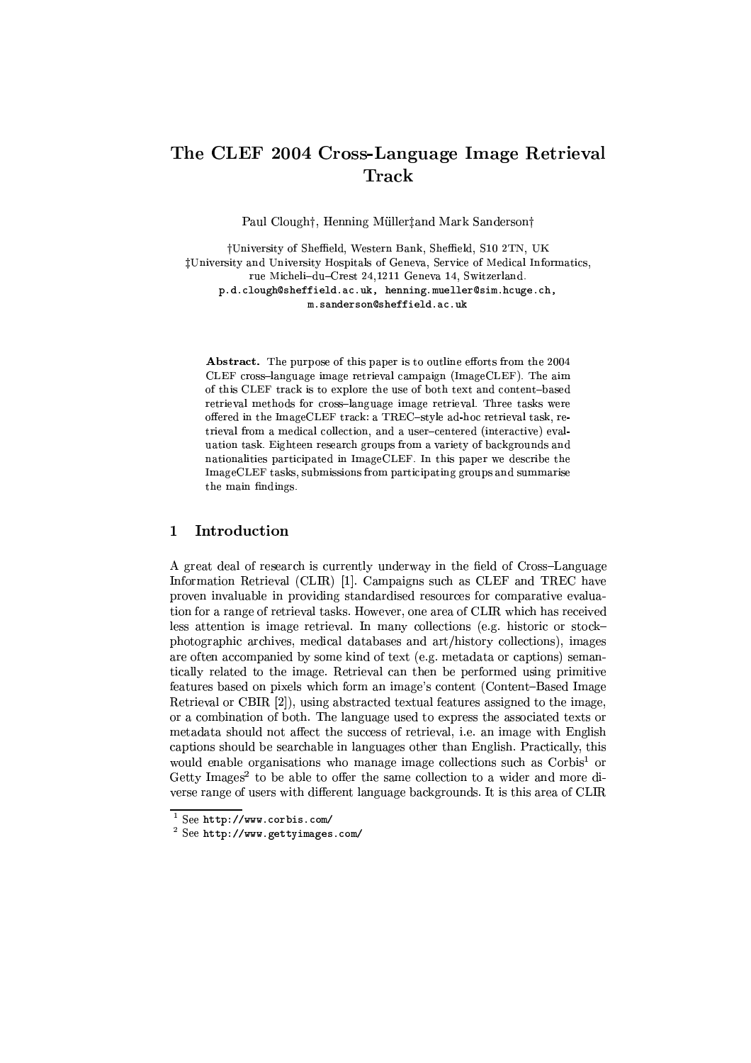# The CLEF 2004 Cross-Language Image Retrieval Track

Paul Clough†, Henning Müller‡and Mark Sanderson†

†University of Sheffield, Western Bank, Sheffield, S10 2TN, UK
‡University and University Hospitals of Geneva, Service of Medical Informatics, rue Micheli–du–Crest 24,1211 Geneva 14, Switzerland.
p.d.clough@sheffield.ac.uk, henning.mueller@sim.hcuge.ch, m.sanderson@sheffield.ac.uk

**Abstract.** The purpose of this paper is to outline efforts from the 2004 CLEF cross–language image retrieval campaign (ImageCLEF). The aim of this CLEF track is to explore the use of both text and content–based retrieval methods for cross–language image retrieval. Three tasks were offered in the ImageCLEF track: a TREC–style ad-hoc retrieval task, retrieval from a medical collection, and a user–centered (interactive) evaluation task. Eighteen research groups from a variety of backgrounds and nationalities participated in ImageCLEF. In this paper we describe the ImageCLEF tasks, submissions from participating groups and summarise the main findings.

## 1 Introduction

A great deal of research is currently underway in the field of Cross–Language Information Retrieval (CLIR) [1]. Campaigns such as CLEF and TREC have proven invaluable in providing standardised resources for comparative evaluation for a range of retrieval tasks. However, one area of CLIR which has received less attention is image retrieval. In many collections (e.g. historic or stock–photographic archives, medical databases and art/history collections), images are often accompanied by some kind of text (e.g. metadata or captions) semantically related to the image. Retrieval can then be performed using primitive features based on pixels which form an image's content (Content–Based Image Retrieval or CBIR [2]), using abstracted textual features assigned to the image, or a combination of both. The language used to express the associated texts or metadata should not affect the success of retrieval, i.e. an image with English captions should be searchable in languages other than English. Practically, this would enable organisations who manage image collections such as Corbis[1] or Getty Images[2] to be able to offer the same collection to a wider and more diverse range of users with different language backgrounds. It is this area of CLIR

[1] See http://www.corbis.com/

[2] See http://www.gettyimages.com/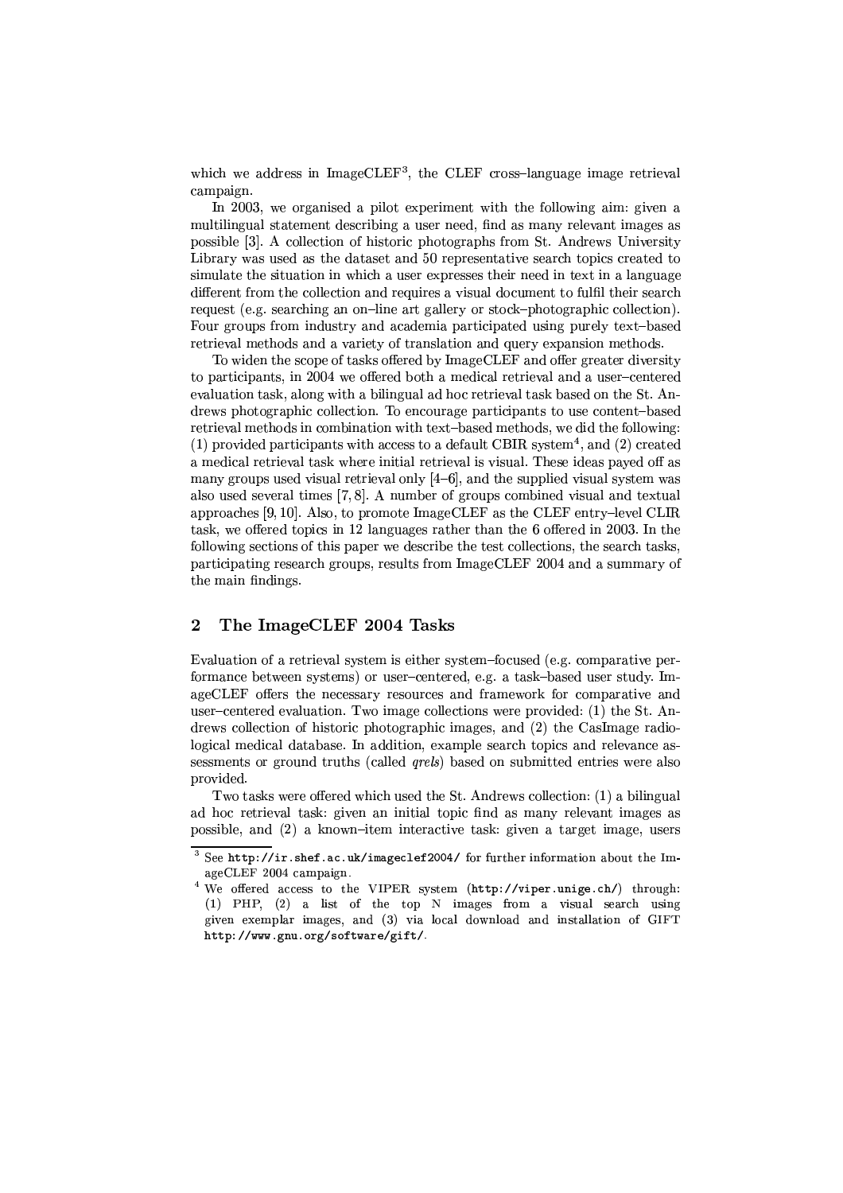which we address in ImageCLEF[3], the CLEF cross–language image retrieval campaign.

In 2003, we organised a pilot experiment with the following aim: given a multilingual statement describing a user need, find as many relevant images as possible [3]. A collection of historic photographs from St. Andrews University Library was used as the dataset and 50 representative search topics created to simulate the situation in which a user expresses their need in text in a language different from the collection and requires a visual document to fulfil their search request (e.g. searching an on–line art gallery or stock–photographic collection). Four groups from industry and academia participated using purely text–based retrieval methods and a variety of translation and query expansion methods.

To widen the scope of tasks offered by ImageCLEF and offer greater diversity to participants, in 2004 we offered both a medical retrieval and a user–centered evaluation task, along with a bilingual ad hoc retrieval task based on the St. Andrews photographic collection. To encourage participants to use content–based retrieval methods in combination with text–based methods, we did the following: (1) provided participants with access to a default CBIR system[4], and (2) created a medical retrieval task where initial retrieval is visual. These ideas payed off as many groups used visual retrieval only [4–6], and the supplied visual system was also used several times [7, 8]. A number of groups combined visual and textual approaches [9, 10]. Also, to promote ImageCLEF as the CLEF entry–level CLIR task, we offered topics in 12 languages rather than the 6 offered in 2003. In the following sections of this paper we describe the test collections, the search tasks, participating research groups, results from ImageCLEF 2004 and a summary of the main findings.

## 2 The ImageCLEF 2004 Tasks

Evaluation of a retrieval system is either system–focused (e.g. comparative performance between systems) or user–centered, e.g. a task–based user study. ImageCLEF offers the necessary resources and framework for comparative and user–centered evaluation. Two image collections were provided: (1) the St. Andrews collection of historic photographic images, and (2) the CasImage radiological medical database. In addition, example search topics and relevance assessments or ground truths (called *qrels*) based on submitted entries were also provided.

Two tasks were offered which used the St. Andrews collection: (1) a bilingual ad hoc retrieval task: given an initial topic find as many relevant images as possible, and (2) a known–item interactive task: given a target image, users

---

[3] See `http://ir.shef.ac.uk/imageclef2004/` for further information about the ImageCLEF 2004 campaign.

[4] We offered access to the VIPER system (`http://viper.unige.ch/`) through: (1) PHP, (2) a list of the top N images from a visual search using given exemplar images, and (3) via local download and installation of GIFT `http://www.gnu.org/software/gift/`.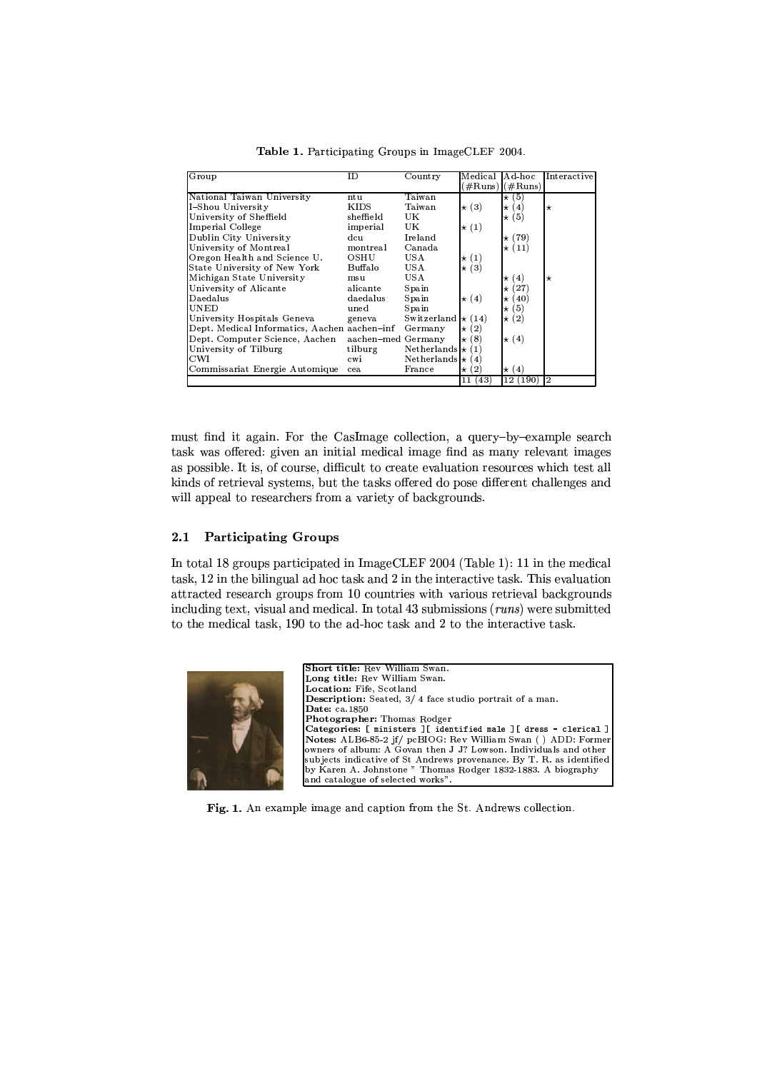**Table 1.** Participating Groups in ImageCLEF 2004.

| Group | ID | Country | Medical (#Runs) | Ad-hoc (#Runs) | Interactive |
|---|---|---|---|---|---|
| National Taiwan University | ntu | Taiwan | | ⋆ (5) | |
| I–Shou University | KIDS | Taiwan | ⋆ (3) | ⋆ (4) | ⋆ |
| University of Sheffield | sheffield | UK | | ⋆ (5) | |
| Imperial College | imperial | UK | ⋆ (1) | | |
| Dublin City University | dcu | Ireland | | ⋆ (79) | |
| University of Montreal | montreal | Canada | | ⋆ (11) | |
| Oregon Health and Science U. | OSHU | USA | ⋆ (1) | | |
| State University of New York | Buffalo | USA | ⋆ (3) | | |
| Michigan State University | msu | USA | | ⋆ (4) | ⋆ |
| University of Alicante | alicante | Spain | | ⋆ (27) | |
| Daedalus | daedalus | Spain | ⋆ (4) | ⋆ (40) | |
| UNED | uned | Spain | | ⋆ (5) | |
| University Hospitals Geneva | geneva | Switzerland | ⋆ (14) | ⋆ (2) | |
| Dept. Medical Informatics, Aachen | aachen–inf | Germany | ⋆ (2) | | |
| Dept. Computer Science, Aachen | aachen–med | Germany | ⋆ (8) | ⋆ (4) | |
| University of Tilburg | tilburg | Netherlands | ⋆ (1) | | |
| CWI | cwi | Netherlands | ⋆ (4) | | |
| Commissariat Energie Automique | cea | France | ⋆ (2) | ⋆ (4) | |
| | | | 11 (43) | 12 (190) | 2 |

must find it again. For the CasImage collection, a query–by–example search task was offered: given an initial medical image find as many relevant images as possible. It is, of course, difficult to create evaluation resources which test all kinds of retrieval systems, but the tasks offered do pose different challenges and will appeal to researchers from a variety of backgrounds.

### 2.1 Participating Groups

In total 18 groups participated in ImageCLEF 2004 (Table 1): 11 in the medical task, 12 in the bilingual ad hoc task and 2 in the interactive task. This evaluation attracted research groups from 10 countries with various retrieval backgrounds including text, visual and medical. In total 43 submissions (*runs*) were submitted to the medical task, 190 to the ad-hoc task and 2 to the interactive task.

**Short title:** Rev William Swan.
**Long title:** Rev William Swan.
**Location:** Fife, Scotland
**Description:** Seated, 3/ 4 face studio portrait of a man.
**Date:** ca.1850
**Photographer:** Thomas Rodger
**Categories:** [ ministers ][ identified male ][ dress - clerical ]
**Notes:** ALB6-85-2 jf/ pcBIOG: Rev William Swan ( ) ADD: Former owners of album: A Govan then J J? Lowson. Individuals and other subjects indicative of St Andrews provenance. By T. R. as identified by Karen A. Johnstone " Thomas Rodger 1832-1883. A biography and catalogue of selected works".

**Fig. 1.** An example image and caption from the St. Andrews collection.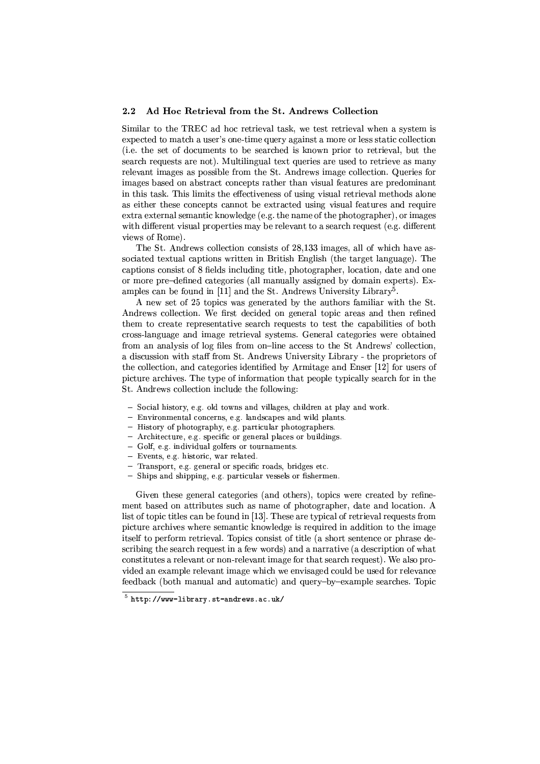### 2.2 Ad Hoc Retrieval from the St. Andrews Collection

Similar to the TREC ad hoc retrieval task, we test retrieval when a system is expected to match a user's one-time query against a more or less static collection (i.e. the set of documents to be searched is known prior to retrieval, but the search requests are not). Multilingual text queries are used to retrieve as many relevant images as possible from the St. Andrews image collection. Queries for images based on abstract concepts rather than visual features are predominant in this task. This limits the effectiveness of using visual retrieval methods alone as either these concepts cannot be extracted using visual features and require extra external semantic knowledge (e.g. the name of the photographer), or images with different visual properties may be relevant to a search request (e.g. different views of Rome).

The St. Andrews collection consists of 28,133 images, all of which have associated textual captions written in British English (the target language). The captions consist of 8 fields including title, photographer, location, date and one or more pre–defined categories (all manually assigned by domain experts). Examples can be found in [11] and the St. Andrews University Library[5].

A new set of 25 topics was generated by the authors familiar with the St. Andrews collection. We first decided on general topic areas and then refined them to create representative search requests to test the capabilities of both cross-language and image retrieval systems. General categories were obtained from an analysis of log files from on–line access to the St Andrews' collection, a discussion with staff from St. Andrews University Library - the proprietors of the collection, and categories identified by Armitage and Enser [12] for users of picture archives. The type of information that people typically search for in the St. Andrews collection include the following:

- Social history, e.g. old towns and villages, children at play and work.
- Environmental concerns, e.g. landscapes and wild plants.
- History of photography, e.g. particular photographers.
- Architecture, e.g. specific or general places or buildings.
- Golf, e.g. individual golfers or tournaments.
- Events, e.g. historic, war related.
- Transport, e.g. general or specific roads, bridges etc.
- Ships and shipping, e.g. particular vessels or fishermen.

Given these general categories (and others), topics were created by refinement based on attributes such as name of photographer, date and location. A list of topic titles can be found in [13]. These are typical of retrieval requests from picture archives where semantic knowledge is required in addition to the image itself to perform retrieval. Topics consist of title (a short sentence or phrase describing the search request in a few words) and a narrative (a description of what constitutes a relevant or non-relevant image for that search request). We also provided an example relevant image which we envisaged could be used for relevance feedback (both manual and automatic) and query–by–example searches. Topic

[5] http://www-library.st-andrews.ac.uk/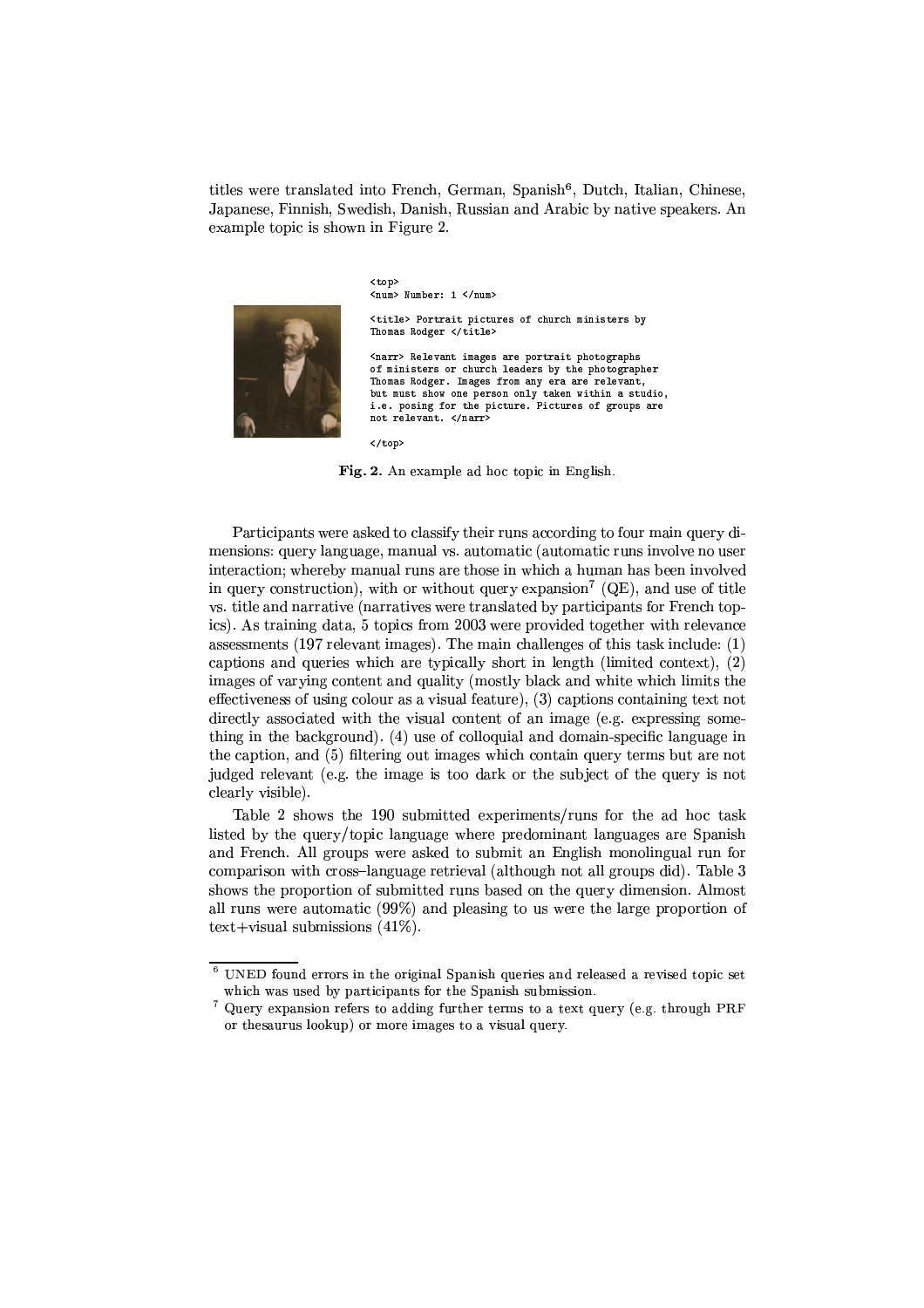titles were translated into French, German, Spanish[6], Dutch, Italian, Chinese, Japanese, Finnish, Swedish, Danish, Russian and Arabic by native speakers. An example topic is shown in Figure 2.

```
<top>
<num> Number: 1 </num>

<title> Portrait pictures of church ministers by
Thomas Rodger </title>

<narr> Relevant images are portrait photographs
of ministers or church leaders by the photographer
Thomas Rodger. Images from any era are relevant,
but must show one person only taken within a studio,
i.e. posing for the picture. Pictures of groups are
not relevant. </narr>

</top>
```

**Fig. 2.** An example ad hoc topic in English.

Participants were asked to classify their runs according to four main query dimensions: query language, manual vs. automatic (automatic runs involve no user interaction; whereby manual runs are those in which a human has been involved in query construction), with or without query expansion[7] (QE), and use of title vs. title and narrative (narratives were translated by participants for French topics). As training data, 5 topics from 2003 were provided together with relevance assessments (197 relevant images). The main challenges of this task include: (1) captions and queries which are typically short in length (limited context), (2) images of varying content and quality (mostly black and white which limits the effectiveness of using colour as a visual feature), (3) captions containing text not directly associated with the visual content of an image (e.g. expressing something in the background). (4) use of colloquial and domain-specific language in the caption, and (5) filtering out images which contain query terms but are not judged relevant (e.g. the image is too dark or the subject of the query is not clearly visible).

Table 2 shows the 190 submitted experiments/runs for the ad hoc task listed by the query/topic language where predominant languages are Spanish and French. All groups were asked to submit an English monolingual run for comparison with cross–language retrieval (although not all groups did). Table 3 shows the proportion of submitted runs based on the query dimension. Almost all runs were automatic (99%) and pleasing to us were the large proportion of text+visual submissions (41%).

[6] UNED found errors in the original Spanish queries and released a revised topic set which was used by participants for the Spanish submission.

[7] Query expansion refers to adding further terms to a text query (e.g. through PRF or thesaurus lookup) or more images to a visual query.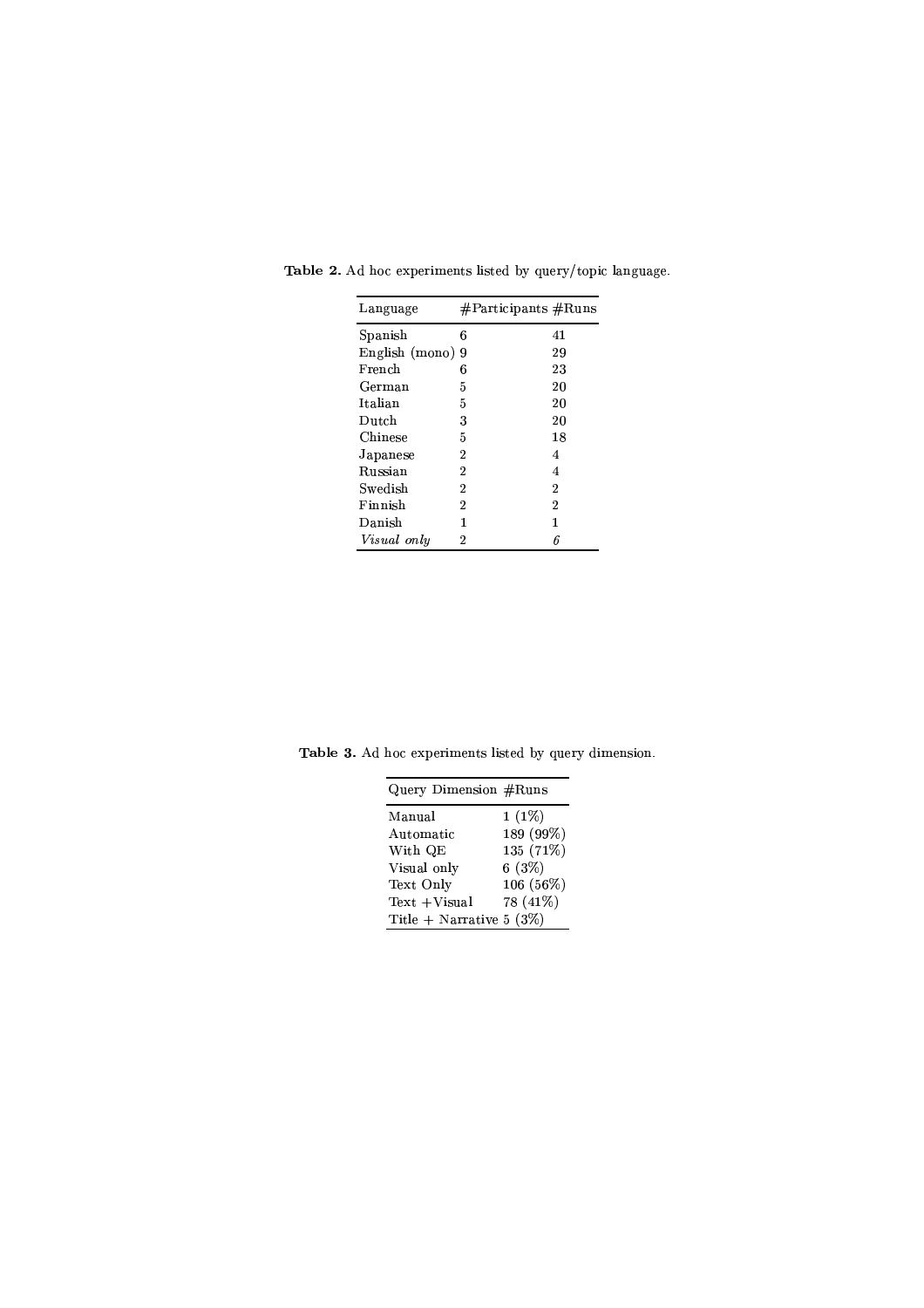**Table 2.** Ad hoc experiments listed by query/topic language.

| Language | #Participants | #Runs |
|---|---|---|
| Spanish | 6 | 41 |
| English (mono) | 9 | 29 |
| French | 6 | 23 |
| German | 5 | 20 |
| Italian | 5 | 20 |
| Dutch | 3 | 20 |
| Chinese | 5 | 18 |
| Japanese | 2 | 4 |
| Russian | 2 | 4 |
| Swedish | 2 | 2 |
| Finnish | 2 | 2 |
| Danish | 1 | 1 |
| *Visual only* | 2 | *6* |

**Table 3.** Ad hoc experiments listed by query dimension.

| Query Dimension | #Runs |
|---|---|
| Manual | 1 (1%) |
| Automatic | 189 (99%) |
| With QE | 135 (71%) |
| Visual only | 6 (3%) |
| Text Only | 106 (56%) |
| Text +Visual | 78 (41%) |
| Title + Narrative | 5 (3%) |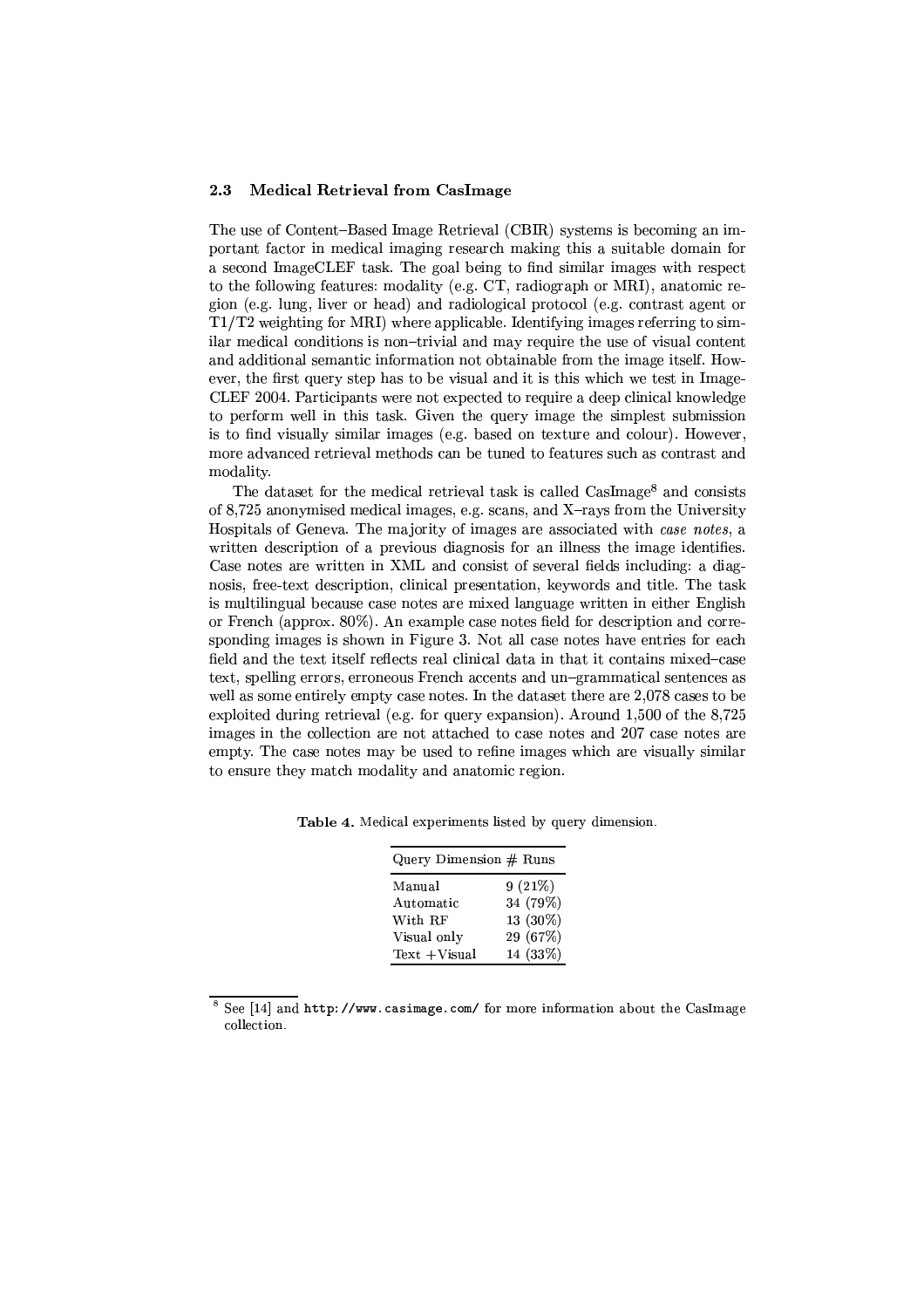### 2.3 Medical Retrieval from CasImage

The use of Content–Based Image Retrieval (CBIR) systems is becoming an important factor in medical imaging research making this a suitable domain for a second ImageCLEF task. The goal being to find similar images with respect to the following features: modality (e.g. CT, radiograph or MRI), anatomic region (e.g. lung, liver or head) and radiological protocol (e.g. contrast agent or T1/T2 weighting for MRI) where applicable. Identifying images referring to similar medical conditions is non–trivial and may require the use of visual content and additional semantic information not obtainable from the image itself. However, the first query step has to be visual and it is this which we test in ImageCLEF 2004. Participants were not expected to require a deep clinical knowledge to perform well in this task. Given the query image the simplest submission is to find visually similar images (e.g. based on texture and colour). However, more advanced retrieval methods can be tuned to features such as contrast and modality.

The dataset for the medical retrieval task is called CasImage[8] and consists of 8,725 anonymised medical images, e.g. scans, and X–rays from the University Hospitals of Geneva. The majority of images are associated with *case notes*, a written description of a previous diagnosis for an illness the image identifies. Case notes are written in XML and consist of several fields including: a diagnosis, free-text description, clinical presentation, keywords and title. The task is multilingual because case notes are mixed language written in either English or French (approx. 80%). An example case notes field for description and corresponding images is shown in Figure 3. Not all case notes have entries for each field and the text itself reflects real clinical data in that it contains mixed–case text, spelling errors, erroneous French accents and un–grammatical sentences as well as some entirely empty case notes. In the dataset there are 2,078 cases to be exploited during retrieval (e.g. for query expansion). Around 1,500 of the 8,725 images in the collection are not attached to case notes and 207 case notes are empty. The case notes may be used to refine images which are visually similar to ensure they match modality and anatomic region.

**Table 4.** Medical experiments listed by query dimension.

| Query Dimension | # Runs |
|---|---|
| Manual | 9 (21%) |
| Automatic | 34 (79%) |
| With RF | 13 (30%) |
| Visual only | 29 (67%) |
| Text +Visual | 14 (33%) |

[8] See [14] and `http://www.casimage.com/` for more information about the CasImage collection.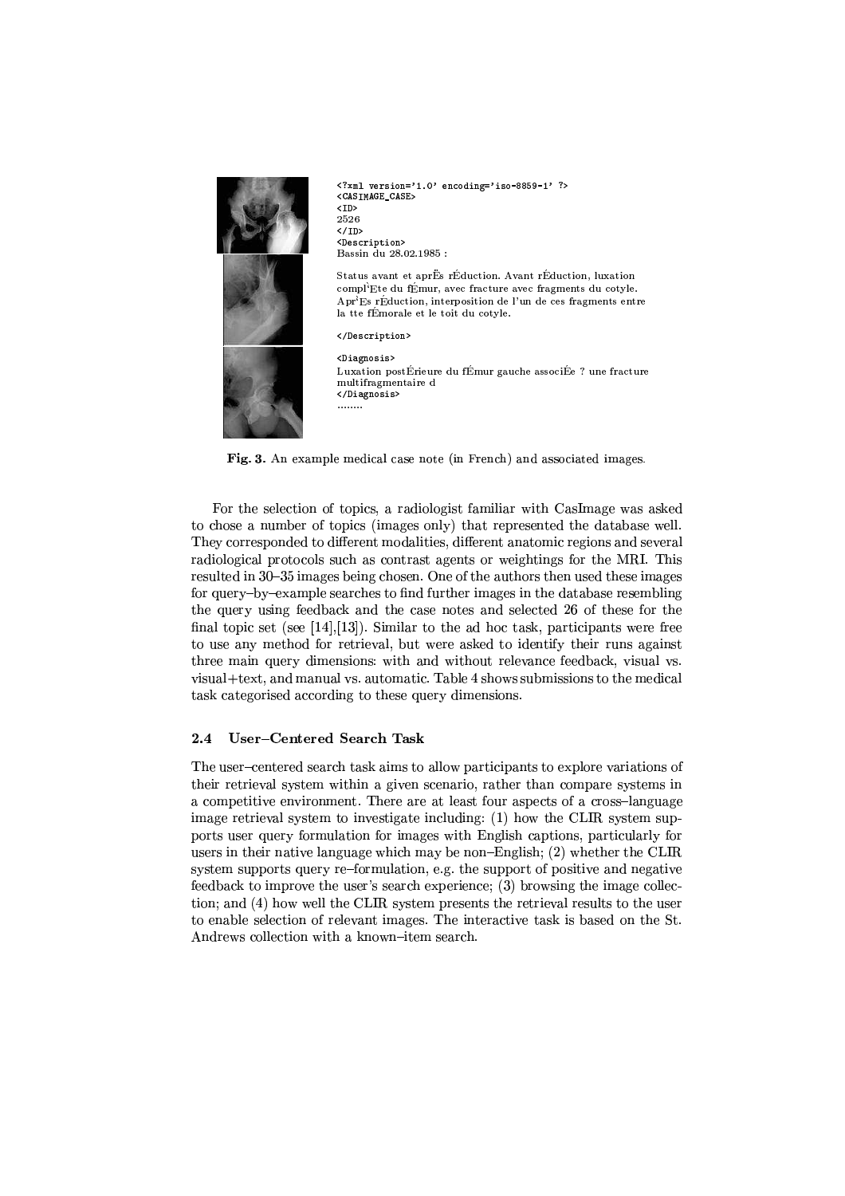```
<?xml version='1.0' encoding='iso-8859-1' ?>
<CASIMAGE_CASE>
<ID>
2526
</ID>
<Description>
Bassin du 28.02.1985 :

Status avant et aprÈs rÉduction. Avant rÉduction, luxation
compl'Ete du fÉmur, avec fracture avec fragments du cotyle.
Apr'Es rÉduction, interposition de l'un de ces fragments entre
la tte fÉmorale et le toit du cotyle.

</Description>

<Diagnosis>
Luxation postÉrieure du fÉmur gauche associÉe ? une fracture
multifragmentaire d
</Diagnosis>
........
```

**Fig. 3.** An example medical case note (in French) and associated images.

For the selection of topics, a radiologist familiar with CasImage was asked to chose a number of topics (images only) that represented the database well. They corresponded to different modalities, different anatomic regions and several radiological protocols such as contrast agents or weightings for the MRI. This resulted in 30–35 images being chosen. One of the authors then used these images for query–by–example searches to find further images in the database resembling the query using feedback and the case notes and selected 26 of these for the final topic set (see [14],[13]). Similar to the ad hoc task, participants were free to use any method for retrieval, but were asked to identify their runs against three main query dimensions: with and without relevance feedback, visual vs. visual+text, and manual vs. automatic. Table 4 shows submissions to the medical task categorised according to these query dimensions.

### 2.4 User–Centered Search Task

The user–centered search task aims to allow participants to explore variations of their retrieval system within a given scenario, rather than compare systems in a competitive environment. There are at least four aspects of a cross–language image retrieval system to investigate including: (1) how the CLIR system supports user query formulation for images with English captions, particularly for users in their native language which may be non–English; (2) whether the CLIR system supports query re–formulation, e.g. the support of positive and negative feedback to improve the user's search experience; (3) browsing the image collection; and (4) how well the CLIR system presents the retrieval results to the user to enable selection of relevant images. The interactive task is based on the St. Andrews collection with a known–item search.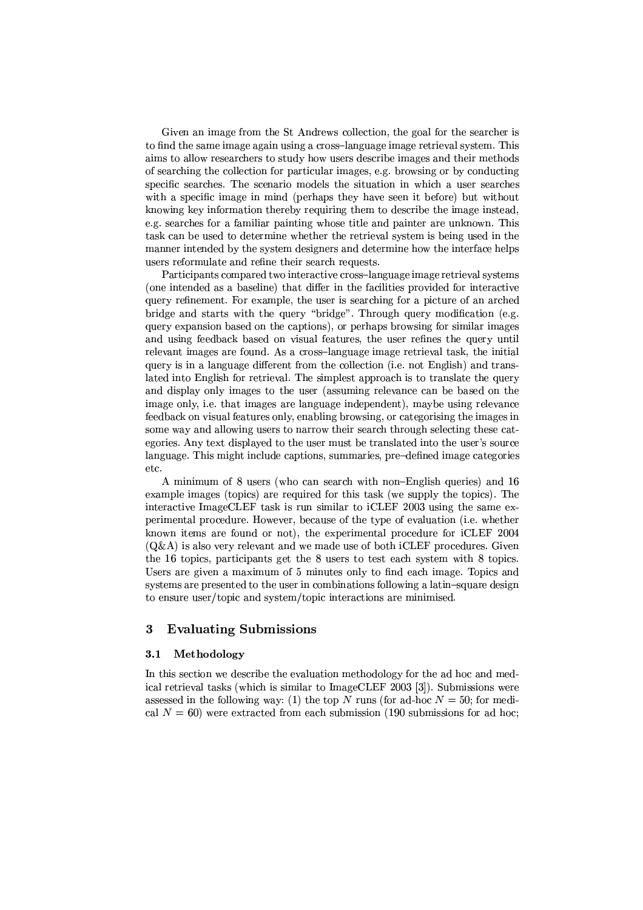Given an image from the St Andrews collection, the goal for the searcher is to find the same image again using a cross–language image retrieval system. This aims to allow researchers to study how users describe images and their methods of searching the collection for particular images, e.g. browsing or by conducting specific searches. The scenario models the situation in which a user searches with a specific image in mind (perhaps they have seen it before) but without knowing key information thereby requiring them to describe the image instead, e.g. searches for a familiar painting whose title and painter are unknown. This task can be used to determine whether the retrieval system is being used in the manner intended by the system designers and determine how the interface helps users reformulate and refine their search requests.

Participants compared two interactive cross–language image retrieval systems (one intended as a baseline) that differ in the facilities provided for interactive query refinement. For example, the user is searching for a picture of an arched bridge and starts with the query "bridge". Through query modification (e.g. query expansion based on the captions), or perhaps browsing for similar images and using feedback based on visual features, the user refines the query until relevant images are found. As a cross–language image retrieval task, the initial query is in a language different from the collection (i.e. not English) and translated into English for retrieval. The simplest approach is to translate the query and display only images to the user (assuming relevance can be based on the image only, i.e. that images are language independent), maybe using relevance feedback on visual features only, enabling browsing, or categorising the images in some way and allowing users to narrow their search through selecting these categories. Any text displayed to the user must be translated into the user's source language. This might include captions, summaries, pre–defined image categories etc.

A minimum of 8 users (who can search with non–English queries) and 16 example images (topics) are required for this task (we supply the topics). The interactive ImageCLEF task is run similar to iCLEF 2003 using the same experimental procedure. However, because of the type of evaluation (i.e. whether known items are found or not), the experimental procedure for iCLEF 2004 (Q&A) is also very relevant and we made use of both iCLEF procedures. Given the 16 topics, participants get the 8 users to test each system with 8 topics. Users are given a maximum of 5 minutes only to find each image. Topics and systems are presented to the user in combinations following a latin–square design to ensure user/topic and system/topic interactions are minimised.

## 3 Evaluating Submissions

### 3.1 Methodology

In this section we describe the evaluation methodology for the ad hoc and medical retrieval tasks (which is similar to ImageCLEF 2003 [3]). Submissions were assessed in the following way: (1) the top $N$ runs (for ad-hoc $N = 50$; for medical $N = 60$) were extracted from each submission (190 submissions for ad hoc;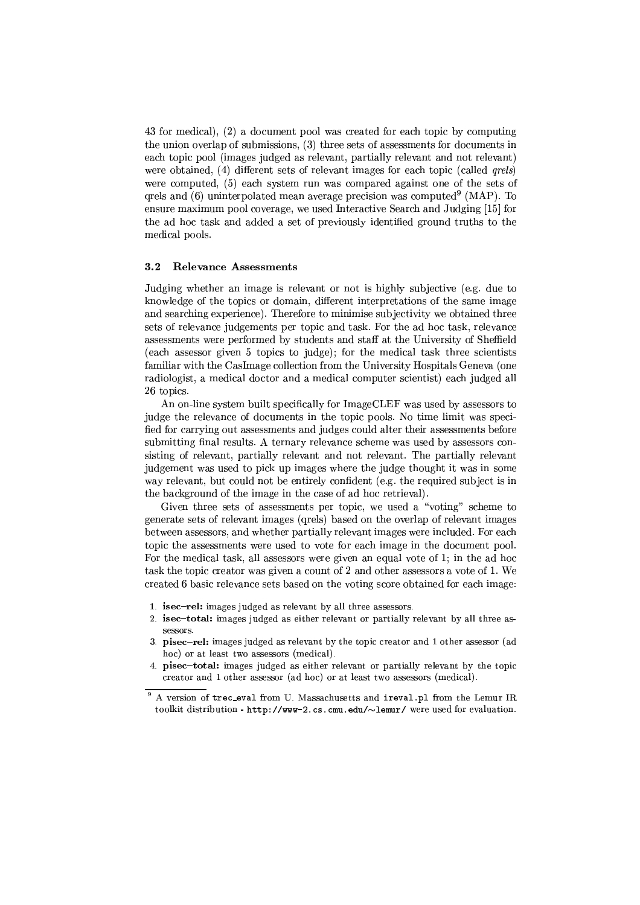43 for medical), (2) a document pool was created for each topic by computing the union overlap of submissions, (3) three sets of assessments for documents in each topic pool (images judged as relevant, partially relevant and not relevant) were obtained, (4) different sets of relevant images for each topic (called *qrels*) were computed, (5) each system run was compared against one of the sets of qrels and (6) uninterpolated mean average precision was computed[9] (MAP). To ensure maximum pool coverage, we used Interactive Search and Judging [15] for the ad hoc task and added a set of previously identified ground truths to the medical pools.

### 3.2 Relevance Assessments

Judging whether an image is relevant or not is highly subjective (e.g. due to knowledge of the topics or domain, different interpretations of the same image and searching experience). Therefore to minimise subjectivity we obtained three sets of relevance judgements per topic and task. For the ad hoc task, relevance assessments were performed by students and staff at the University of Sheffield (each assessor given 5 topics to judge); for the medical task three scientists familiar with the CasImage collection from the University Hospitals Geneva (one radiologist, a medical doctor and a medical computer scientist) each judged all 26 topics.

An on-line system built specifically for ImageCLEF was used by assessors to judge the relevance of documents in the topic pools. No time limit was specified for carrying out assessments and judges could alter their assessments before submitting final results. A ternary relevance scheme was used by assessors consisting of relevant, partially relevant and not relevant. The partially relevant judgement was used to pick up images where the judge thought it was in some way relevant, but could not be entirely confident (e.g. the required subject is in the background of the image in the case of ad hoc retrieval).

Given three sets of assessments per topic, we used a "voting" scheme to generate sets of relevant images (qrels) based on the overlap of relevant images between assessors, and whether partially relevant images were included. For each topic the assessments were used to vote for each image in the document pool. For the medical task, all assessors were given an equal vote of 1; in the ad hoc task the topic creator was given a count of 2 and other assessors a vote of 1. We created 6 basic relevance sets based on the voting score obtained for each image:

1. **isec–rel:** images judged as relevant by all three assessors.
2. **isec–total:** images judged as either relevant or partially relevant by all three assessors.
3. **pisec–rel:** images judged as relevant by the topic creator and 1 other assessor (ad hoc) or at least two assessors (medical).
4. **pisec–total:** images judged as either relevant or partially relevant by the topic creator and 1 other assessor (ad hoc) or at least two assessors (medical).

[9] A version of `trec_eval` from U. Massachusetts and `ireval.pl` from the Lemur IR toolkit distribution - `http://www-2.cs.cmu.edu/~lemur/` were used for evaluation.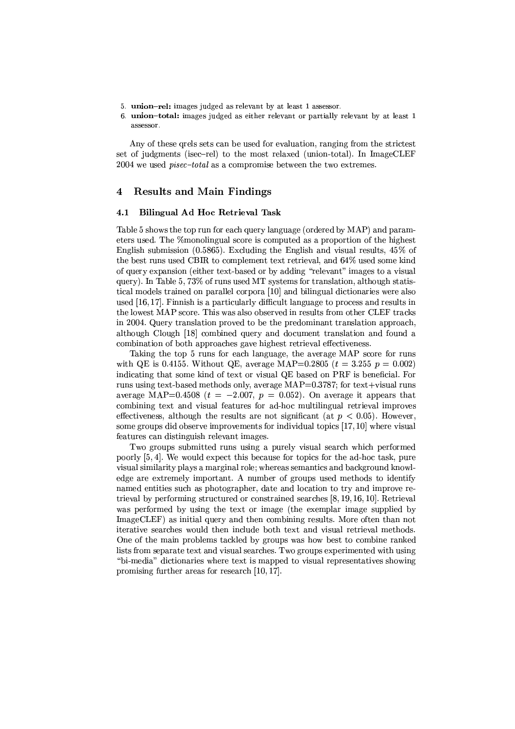5. **union–rel:** images judged as relevant by at least 1 assessor.
6. **union–total:** images judged as either relevant or partially relevant by at least 1 assessor.

Any of these qrels sets can be used for evaluation, ranging from the strictest set of judgments (isec–rel) to the most relaxed (union-total). In ImageCLEF 2004 we used *pisec–total* as a compromise between the two extremes.

## 4 Results and Main Findings

### 4.1 Bilingual Ad Hoc Retrieval Task

Table 5 shows the top run for each query language (ordered by MAP) and parameters used. The %monolingual score is computed as a proportion of the highest English submission (0.5865). Excluding the English and visual results, 45% of the best runs used CBIR to complement text retrieval, and 64% used some kind of query expansion (either text-based or by adding "relevant" images to a visual query). In Table 5, 73% of runs used MT systems for translation, although statistical models trained on parallel corpora [10] and bilingual dictionaries were also used [16, 17]. Finnish is a particularly difficult language to process and results in the lowest MAP score. This was also observed in results from other CLEF tracks in 2004. Query translation proved to be the predominant translation approach, although Clough [18] combined query and document translation and found a combination of both approaches gave highest retrieval effectiveness.

Taking the top 5 runs for each language, the average MAP score for runs with QE is 0.4155. Without QE, average MAP=0.2805 ($t = 3.255$ $p = 0.002$) indicating that some kind of text or visual QE based on PRF is beneficial. For runs using text-based methods only, average MAP=0.3787; for text+visual runs average MAP=0.4508 ($t = -2.007$, $p = 0.052$). On average it appears that combining text and visual features for ad-hoc multilingual retrieval improves effectiveness, although the results are not significant (at $p < 0.05$). However, some groups did observe improvements for individual topics [17, 10] where visual features can distinguish relevant images.

Two groups submitted runs using a purely visual search which performed poorly [5, 4]. We would expect this because for topics for the ad-hoc task, pure visual similarity plays a marginal role; whereas semantics and background knowledge are extremely important. A number of groups used methods to identify named entities such as photographer, date and location to try and improve retrieval by performing structured or constrained searches [8, 19, 16, 10]. Retrieval was performed by using the text or image (the exemplar image supplied by ImageCLEF) as initial query and then combining results. More often than not iterative searches would then include both text and visual retrieval methods. One of the main problems tackled by groups was how best to combine ranked lists from separate text and visual searches. Two groups experimented with using "bi-media" dictionaries where text is mapped to visual representatives showing promising further areas for research [10, 17].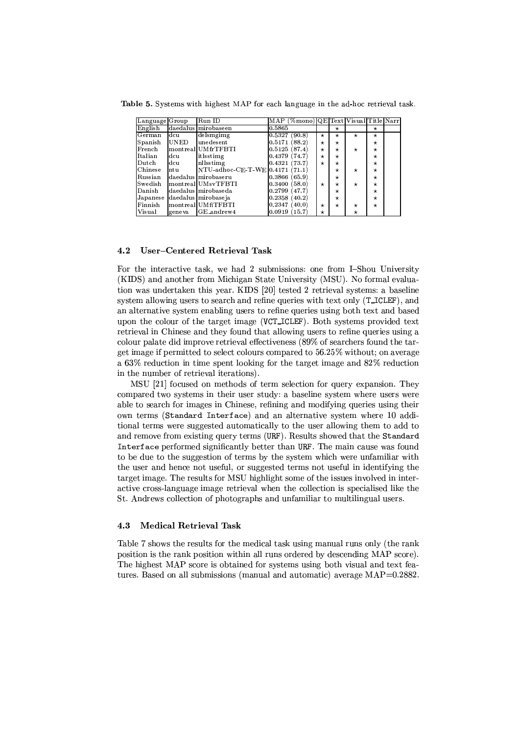**Table 5.** Systems with highest MAP for each language in the ad-hoc retrieval task.

| Language | Group | Run ID | MAP (%mono) | QE | Text | Visual | Title | Narr |
|---|---|---|---|---|---|---|---|---|
| English | daedalus | mirobaseen | 0.5865 | | ⋆ | | ⋆ | |
| German | dcu | delsmgimg | 0.5327 (90.8) | ⋆ | ⋆ | ⋆ | ⋆ | |
| Spanish | UNED | unedesent | 0.5171 (88.2) | ⋆ | ⋆ | | ⋆ | |
| French | montreal | UMfrTFBTI | 0.5125 (87.4) | ⋆ | ⋆ | ⋆ | ⋆ | |
| Italian | dcu | itlsstimg | 0.4379 (74.7) | ⋆ | ⋆ | | ⋆ | |
| Dutch | dcu | nllsstimg | 0.4321 (73.7) | ⋆ | ⋆ | | ⋆ | |
| Chinese | ntu | NTU-adhoc-CE-T-WE | 0.4171 (71.1) | | ⋆ | ⋆ | ⋆ | |
| Russian | daedalus | mirobaseru | 0.3866 (65.9) | | ⋆ | | ⋆ | |
| Swedish | montreal | UMsvTFBTI | 0.3400 (58.0) | ⋆ | ⋆ | ⋆ | ⋆ | |
| Danish | daedalus | mirobaseda | 0.2799 (47.7) | | ⋆ | | ⋆ | |
| Japanese | daedalus | mirobaseja | 0.2358 (40.2) | | ⋆ | | ⋆ | |
| Finnish | montreal | UMfiTFBTI | 0.2347 (40.0) | ⋆ | ⋆ | ⋆ | ⋆ | |
| Visual | geneva | GE_andrew4 | 0.0919 (15.7) | ⋆ | | ⋆ | | |

### 4.2 User–Centered Retrieval Task

For the interactive task, we had 2 submissions: one from I–Shou University (KIDS) and another from Michigan State University (MSU). No formal evaluation was undertaken this year. KIDS [20] tested 2 retrieval systems: a baseline system allowing users to search and refine queries with text only (`T_ICLEF`), and an alternative system enabling users to refine queries using both text and based upon the colour of the target image (`VCT_ICLEF`). Both systems provided text retrieval in Chinese and they found that allowing users to refine queries using a colour palate did improve retrieval effectiveness (89% of searchers found the target image if permitted to select colours compared to 56.25% without; on average a 63% reduction in time spent looking for the target image and 82% reduction in the number of retrieval iterations).

MSU [21] focused on methods of term selection for query expansion. They compared two systems in their user study: a baseline system where users were able to search for images in Chinese, refining and modifying queries using their own terms (`Standard Interface`) and an alternative system where 10 additional terms were suggested automatically to the user allowing them to add to and remove from existing query terms (`URF`). Results showed that the `Standard Interface` performed significantly better than `URF`. The main cause was found to be due to the suggestion of terms by the system which were unfamiliar with the user and hence not useful, or suggested terms not useful in identifying the target image. The results for MSU highlight some of the issues involved in interactive cross-language image retrieval when the collection is specialised like the St. Andrews collection of photographs and unfamiliar to multilingual users.

### 4.3 Medical Retrieval Task

Table 7 shows the results for the medical task using manual runs only (the rank position is the rank position within all runs ordered by descending MAP score). The highest MAP score is obtained for systems using both visual and text features. Based on all submissions (manual and automatic) average MAP=0.2882.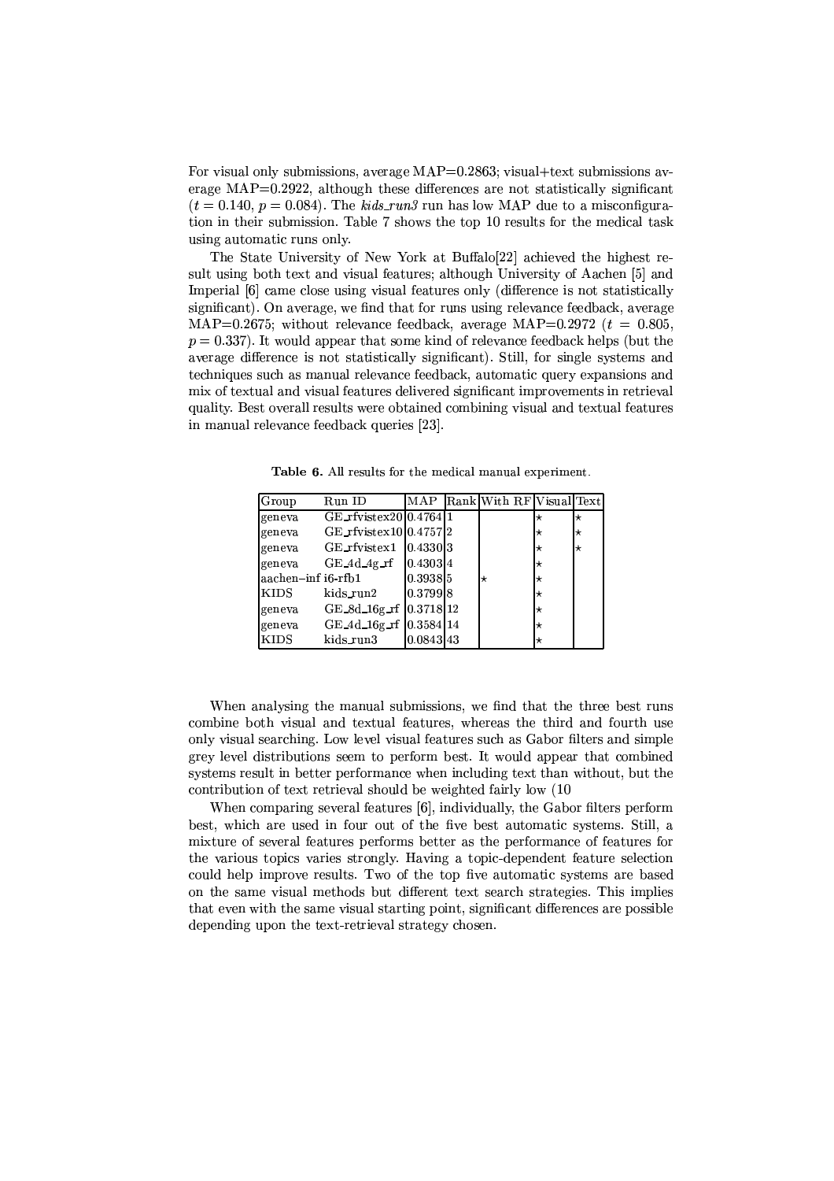For visual only submissions, average MAP=0.2863; visual+text submissions average MAP=0.2922, although these differences are not statistically significant ($t = 0.140$, $p = 0.084$). The *kids_run3* run has low MAP due to a misconfiguration in their submission. Table 7 shows the top 10 results for the medical task using automatic runs only.

The State University of New York at Buffalo[22] achieved the highest result using both text and visual features; although University of Aachen [5] and Imperial [6] came close using visual features only (difference is not statistically significant). On average, we find that for runs using relevance feedback, average MAP=0.2675; without relevance feedback, average MAP=0.2972 ($t = 0.805$, $p = 0.337$). It would appear that some kind of relevance feedback helps (but the average difference is not statistically significant). Still, for single systems and techniques such as manual relevance feedback, automatic query expansions and mix of textual and visual features delivered significant improvements in retrieval quality. Best overall results were obtained combining visual and textual features in manual relevance feedback queries [23].

**Table 6.** All results for the medical manual experiment.

| Group | Run ID | MAP | Rank | With RF | Visual | Text |
|---|---|---|---|---|---|---|
| geneva | GE_rfvistex20 | 0.4764 | 1 | | ⋆ | ⋆ |
| geneva | GE_rfvistex10 | 0.4757 | 2 | | ⋆ | ⋆ |
| geneva | GE_rfvistex1 | 0.4330 | 3 | | ⋆ | ⋆ |
| geneva | GE_4d_4g_rf | 0.4303 | 4 | | ⋆ | |
| aachen–inf | i6-rfb1 | 0.3938 | 5 | ⋆ | ⋆ | |
| KIDS | kids_run2 | 0.3799 | 8 | | ⋆ | |
| geneva | GE_8d_16g_rf | 0.3718 | 12 | | ⋆ | |
| geneva | GE_4d_16g_rf | 0.3584 | 14 | | ⋆ | |
| KIDS | kids_run3 | 0.0843 | 43 | | ⋆ | |

When analysing the manual submissions, we find that the three best runs combine both visual and textual features, whereas the third and fourth use only visual searching. Low level visual features such as Gabor filters and simple grey level distributions seem to perform best. It would appear that combined systems result in better performance when including text than without, but the contribution of text retrieval should be weighted fairly low (10

When comparing several features [6], individually, the Gabor filters perform best, which are used in four out of the five best automatic systems. Still, a mixture of several features performs better as the performance of features for the various topics varies strongly. Having a topic-dependent feature selection could help improve results. Two of the top five automatic systems are based on the same visual methods but different text search strategies. This implies that even with the same visual starting point, significant differences are possible depending upon the text-retrieval strategy chosen.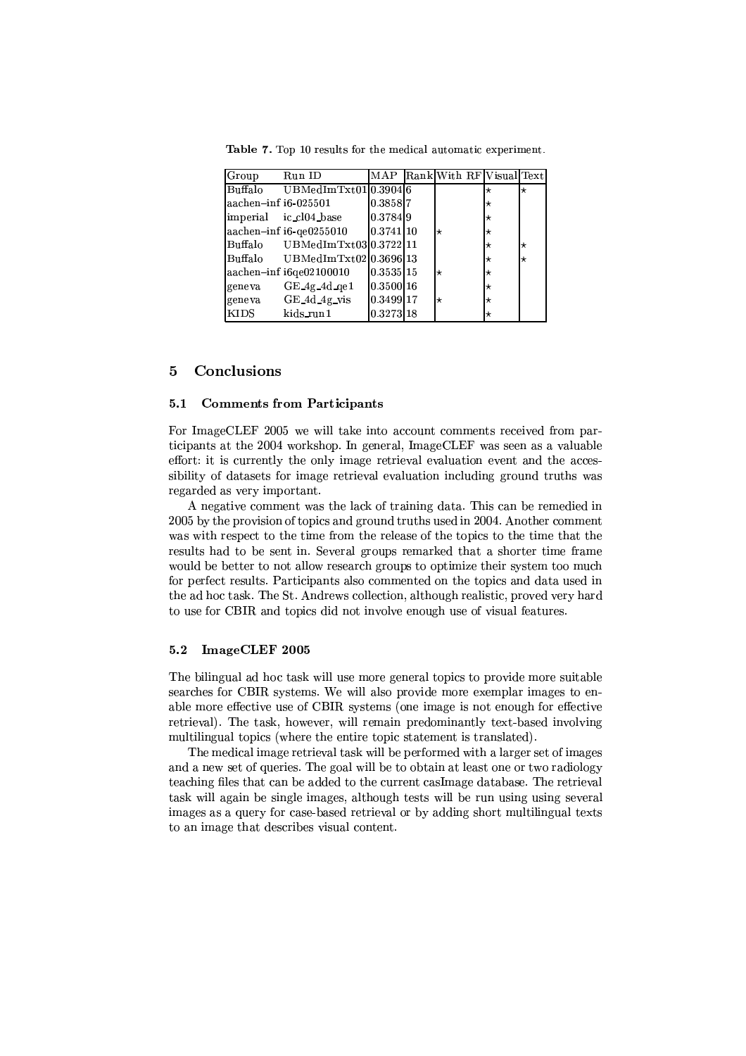**Table 7.** Top 10 results for the medical automatic experiment.

| Group | Run ID | MAP | Rank | With RF | Visual | Text |
|---|---|---|---|---|---|---|
| Buffalo | UBMedImTxt01 | 0.3904 | 6 | | ⋆ | ⋆ |
| aachen–inf | i6-025501 | 0.3858 | 7 | | ⋆ | |
| imperial | ic_cl04_base | 0.3784 | 9 | | ⋆ | |
| aachen–inf | i6-qe0255010 | 0.3741 | 10 | ⋆ | ⋆ | |
| Buffalo | UBMedImTxt03 | 0.3722 | 11 | | ⋆ | ⋆ |
| Buffalo | UBMedImTxt02 | 0.3696 | 13 | | ⋆ | ⋆ |
| aachen–inf | i6qe02100010 | 0.3535 | 15 | ⋆ | ⋆ | |
| geneva | GE_4g_4d_qe1 | 0.3500 | 16 | | ⋆ | |
| geneva | GE_4d_4g_vis | 0.3499 | 17 | ⋆ | ⋆ | |
| KIDS | kids_run1 | 0.3273 | 18 | | ⋆ | |

## 5 Conclusions

### 5.1 Comments from Participants

For ImageCLEF 2005 we will take into account comments received from participants at the 2004 workshop. In general, ImageCLEF was seen as a valuable effort: it is currently the only image retrieval evaluation event and the accessibility of datasets for image retrieval evaluation including ground truths was regarded as very important.

A negative comment was the lack of training data. This can be remedied in 2005 by the provision of topics and ground truths used in 2004. Another comment was with respect to the time from the release of the topics to the time that the results had to be sent in. Several groups remarked that a shorter time frame would be better to not allow research groups to optimize their system too much for perfect results. Participants also commented on the topics and data used in the ad hoc task. The St. Andrews collection, although realistic, proved very hard to use for CBIR and topics did not involve enough use of visual features.

### 5.2 ImageCLEF 2005

The bilingual ad hoc task will use more general topics to provide more suitable searches for CBIR systems. We will also provide more exemplar images to enable more effective use of CBIR systems (one image is not enough for effective retrieval). The task, however, will remain predominantly text-based involving multilingual topics (where the entire topic statement is translated).

The medical image retrieval task will be performed with a larger set of images and a new set of queries. The goal will be to obtain at least one or two radiology teaching files that can be added to the current casImage database. The retrieval task will again be single images, although tests will be run using using several images as a query for case-based retrieval or by adding short multilingual texts to an image that describes visual content.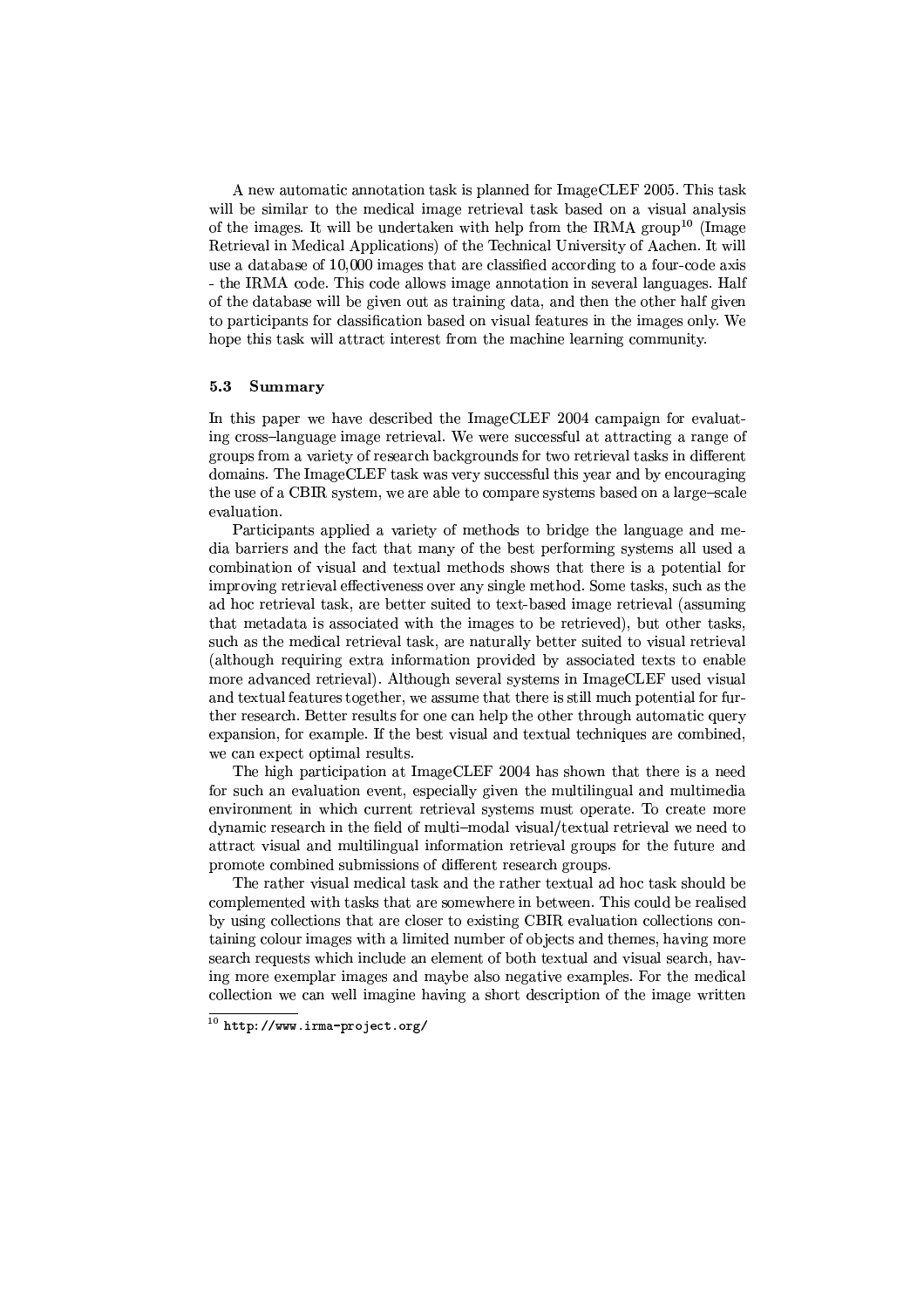A new automatic annotation task is planned for ImageCLEF 2005. This task will be similar to the medical image retrieval task based on a visual analysis of the images. It will be undertaken with help from the IRMA group[10] (Image Retrieval in Medical Applications) of the Technical University of Aachen. It will use a database of 10,000 images that are classified according to a four-code axis - the IRMA code. This code allows image annotation in several languages. Half of the database will be given out as training data, and then the other half given to participants for classification based on visual features in the images only. We hope this task will attract interest from the machine learning community.

### 5.3 Summary

In this paper we have described the ImageCLEF 2004 campaign for evaluating cross–language image retrieval. We were successful at attracting a range of groups from a variety of research backgrounds for two retrieval tasks in different domains. The ImageCLEF task was very successful this year and by encouraging the use of a CBIR system, we are able to compare systems based on a large–scale evaluation.

Participants applied a variety of methods to bridge the language and media barriers and the fact that many of the best performing systems all used a combination of visual and textual methods shows that there is a potential for improving retrieval effectiveness over any single method. Some tasks, such as the ad hoc retrieval task, are better suited to text-based image retrieval (assuming that metadata is associated with the images to be retrieved), but other tasks, such as the medical retrieval task, are naturally better suited to visual retrieval (although requiring extra information provided by associated texts to enable more advanced retrieval). Although several systems in ImageCLEF used visual and textual features together, we assume that there is still much potential for further research. Better results for one can help the other through automatic query expansion, for example. If the best visual and textual techniques are combined, we can expect optimal results.

The high participation at ImageCLEF 2004 has shown that there is a need for such an evaluation event, especially given the multilingual and multimedia environment in which current retrieval systems must operate. To create more dynamic research in the field of multi–modal visual/textual retrieval we need to attract visual and multilingual information retrieval groups for the future and promote combined submissions of different research groups.

The rather visual medical task and the rather textual ad hoc task should be complemented with tasks that are somewhere in between. This could be realised by using collections that are closer to existing CBIR evaluation collections containing colour images with a limited number of objects and themes, having more search requests which include an element of both textual and visual search, having more exemplar images and maybe also negative examples. For the medical collection we can well imagine having a short description of the image written

[10] http://www.irma-project.org/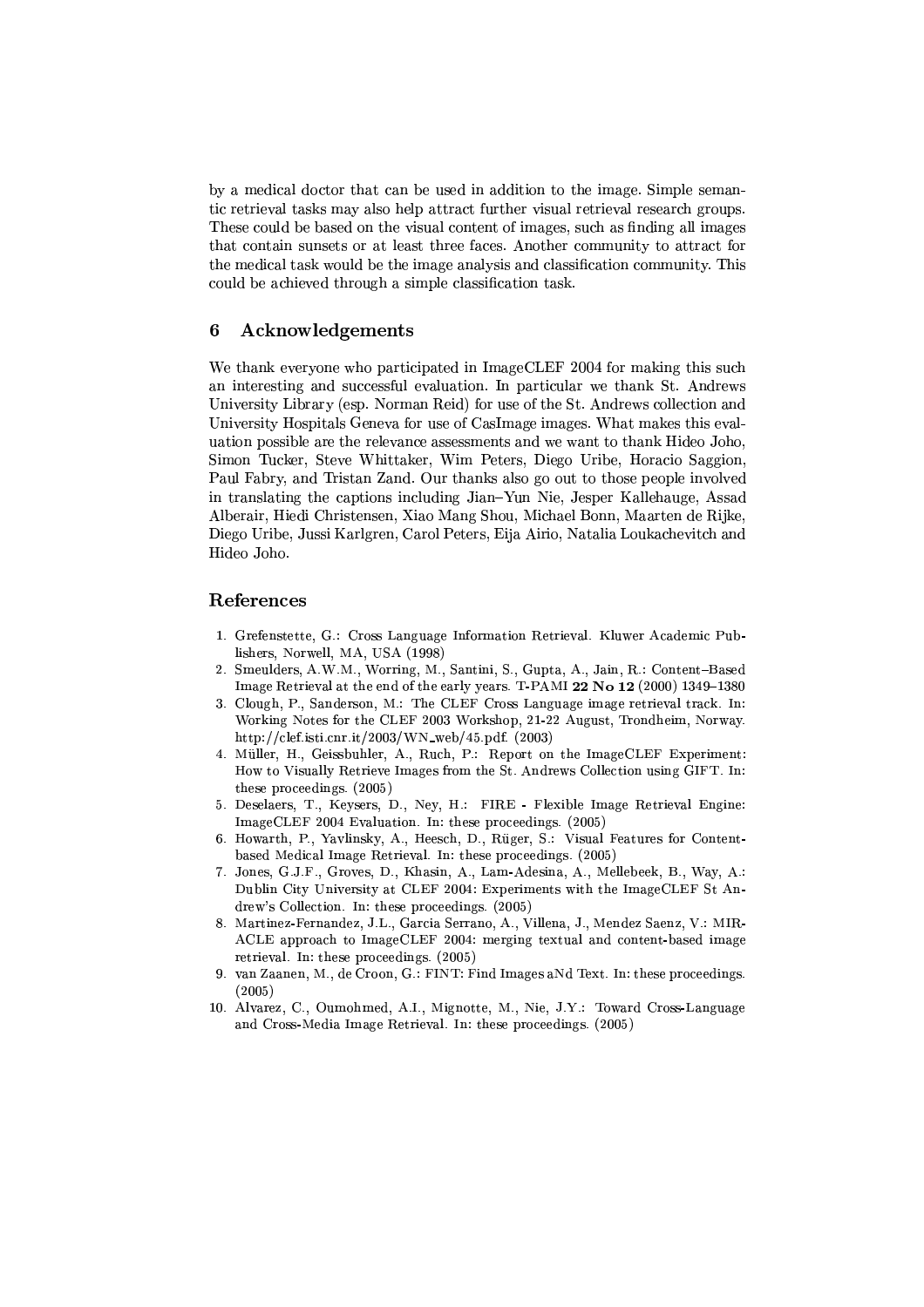by a medical doctor that can be used in addition to the image. Simple semantic retrieval tasks may also help attract further visual retrieval research groups. These could be based on the visual content of images, such as finding all images that contain sunsets or at least three faces. Another community to attract for the medical task would be the image analysis and classification community. This could be achieved through a simple classification task.

## 6 Acknowledgements

We thank everyone who participated in ImageCLEF 2004 for making this such an interesting and successful evaluation. In particular we thank St. Andrews University Library (esp. Norman Reid) for use of the St. Andrews collection and University Hospitals Geneva for use of CasImage images. What makes this evaluation possible are the relevance assessments and we want to thank Hideo Joho, Simon Tucker, Steve Whittaker, Wim Peters, Diego Uribe, Horacio Saggion, Paul Fabry, and Tristan Zand. Our thanks also go out to those people involved in translating the captions including Jian–Yun Nie, Jesper Kallehauge, Assad Alberair, Hiedi Christensen, Xiao Mang Shou, Michael Bonn, Maarten de Rijke, Diego Uribe, Jussi Karlgren, Carol Peters, Eija Airio, Natalia Loukachevitch and Hideo Joho.

## References

1. Grefenstette, G.: Cross Language Information Retrieval. Kluwer Academic Publishers, Norwell, MA, USA (1998)
2. Smeulders, A.W.M., Worring, M., Santini, S., Gupta, A., Jain, R.: Content–Based Image Retrieval at the end of the early years. T-PAMI **22 No 12** (2000) 1349–1380
3. Clough, P., Sanderson, M.: The CLEF Cross Language image retrieval track. In: Working Notes for the CLEF 2003 Workshop, 21-22 August, Trondheim, Norway. http://clef.isti.cnr.it/2003/WN_web/45.pdf. (2003)
4. Müller, H., Geissbuhler, A., Ruch, P.: Report on the ImageCLEF Experiment: How to Visually Retrieve Images from the St. Andrews Collection using GIFT. In: these proceedings. (2005)
5. Deselaers, T., Keysers, D., Ney, H.: FIRE - Flexible Image Retrieval Engine: ImageCLEF 2004 Evaluation. In: these proceedings. (2005)
6. Howarth, P., Yavlinsky, A., Heesch, D., Rüger, S.: Visual Features for Content-based Medical Image Retrieval. In: these proceedings. (2005)
7. Jones, G.J.F., Groves, D., Khasin, A., Lam-Adesina, A., Mellebeek, B., Way, A.: Dublin City University at CLEF 2004: Experiments with the ImageCLEF St Andrew's Collection. In: these proceedings. (2005)
8. Martinez-Fernandez, J.L., Garcia Serrano, A., Villena, J., Mendez Saenz, V.: MIRACLE approach to ImageCLEF 2004: merging textual and content-based image retrieval. In: these proceedings. (2005)
9. van Zaanen, M., de Croon, G.: FINT: Find Images aNd Text. In: these proceedings. (2005)
10. Alvarez, C., Oumohmed, A.I., Mignotte, M., Nie, J.Y.: Toward Cross-Language and Cross-Media Image Retrieval. In: these proceedings. (2005)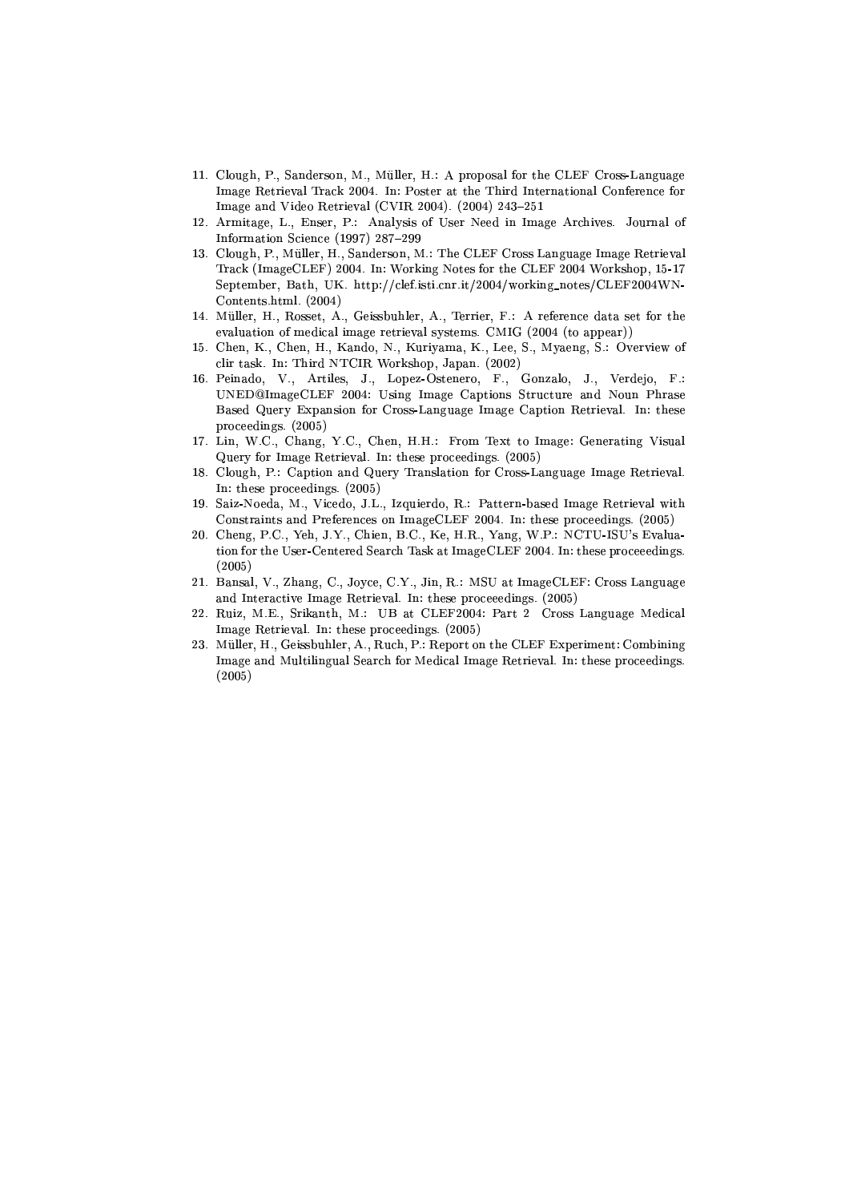11. Clough, P., Sanderson, M., Müller, H.: A proposal for the CLEF Cross-Language Image Retrieval Track 2004. In: Poster at the Third International Conference for Image and Video Retrieval (CVIR 2004). (2004) 243–251
12. Armitage, L., Enser, P.: Analysis of User Need in Image Archives. Journal of Information Science (1997) 287–299
13. Clough, P., Müller, H., Sanderson, M.: The CLEF Cross Language Image Retrieval Track (ImageCLEF) 2004. In: Working Notes for the CLEF 2004 Workshop, 15-17 September, Bath, UK. http://clef.isti.cnr.it/2004/working_notes/CLEF2004WN-Contents.html. (2004)
14. Müller, H., Rosset, A., Geissbuhler, A., Terrier, F.: A reference data set for the evaluation of medical image retrieval systems. CMIG (2004 (to appear))
15. Chen, K., Chen, H., Kando, N., Kuriyama, K., Lee, S., Myaeng, S.: Overview of clir task. In: Third NTCIR Workshop, Japan. (2002)
16. Peinado, V., Artiles, J., Lopez-Ostenero, F., Gonzalo, J., Verdejo, F.: UNED@ImageCLEF 2004: Using Image Captions Structure and Noun Phrase Based Query Expansion for Cross-Language Image Caption Retrieval. In: these proceedings. (2005)
17. Lin, W.C., Chang, Y.C., Chen, H.H.: From Text to Image: Generating Visual Query for Image Retrieval. In: these proceedings. (2005)
18. Clough, P.: Caption and Query Translation for Cross-Language Image Retrieval. In: these proceedings. (2005)
19. Saiz-Noeda, M., Vicedo, J.L., Izquierdo, R.: Pattern-based Image Retrieval with Constraints and Preferences on ImageCLEF 2004. In: these proceedings. (2005)
20. Cheng, P.C., Yeh, J.Y., Chien, B.C., Ke, H.R., Yang, W.P.: NCTU-ISU's Evaluation for the User-Centered Search Task at ImageCLEF 2004. In: these proceeedings. (2005)
21. Bansal, V., Zhang, C., Joyce, C.Y., Jin, R.: MSU at ImageCLEF: Cross Language and Interactive Image Retrieval. In: these proceeedings. (2005)
22. Ruiz, M.E., Srikanth, M.: UB at CLEF2004: Part 2 Cross Language Medical Image Retrieval. In: these proceedings. (2005)
23. Müller, H., Geissbuhler, A., Ruch, P.: Report on the CLEF Experiment: Combining Image and Multilingual Search for Medical Image Retrieval. In: these proceedings. (2005)